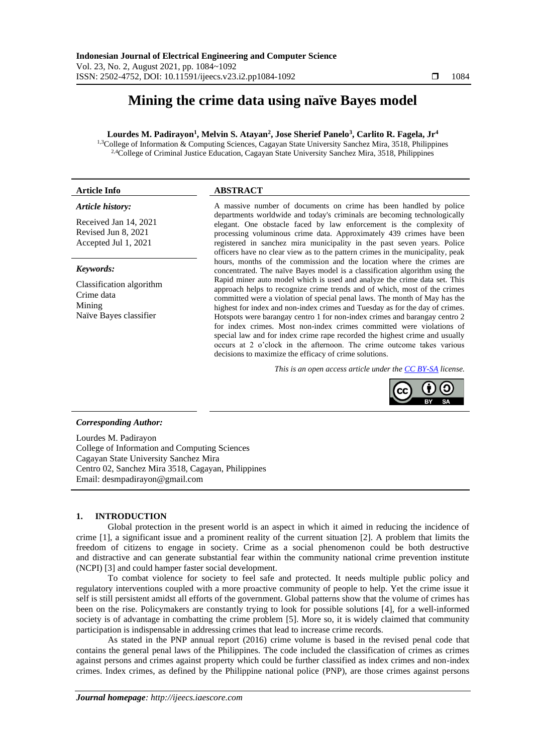# Mining the crime data using naïve Bayes model

**Lourdes M. Padirayon[1], Melvin S. Atayan[2], Jose Sherief Panelo[3], Carlito R. Fagela, Jr[4]**

[1,3]College of Information & Computing Sciences, Cagayan State University Sanchez Mira, 3518, Philippines
[2,4]College of Criminal Justice Education, Cagayan State University Sanchez Mira, 3518, Philippines

**Article Info**

*Article history:*

Received Jan 14, 2021
Revised Jun 8, 2021
Accepted Jul 1, 2021

*Keywords:*

Classification algorithm
Crime data
Mining
Naïve Bayes classifier

**ABSTRACT**

A massive number of documents on crime has been handled by police departments worldwide and today's criminals are becoming technologically elegant. One obstacle faced by law enforcement is the complexity of processing voluminous crime data. Approximately 439 crimes have been registered in sanchez mira municipality in the past seven years. Police officers have no clear view as to the pattern crimes in the municipality, peak hours, months of the commission and the location where the crimes are concentrated. The naïve Bayes model is a classification algorithm using the Rapid miner auto model which is used and analyze the crime data set. This approach helps to recognize crime trends and of which, most of the crimes committed were a violation of special penal laws. The month of May has the highest for index and non-index crimes and Tuesday as for the day of crimes. Hotspots were barangay centro 1 for non-index crimes and barangay centro 2 for index crimes. Most non-index crimes committed were violations of special law and for index crime rape recorded the highest crime and usually occurs at 2 o'clock in the afternoon. The crime outcome takes various decisions to maximize the efficacy of crime solutions.

*This is an open access article under the CC BY-SA license.*

***Corresponding Author:***

Lourdes M. Padirayon
College of Information and Computing Sciences
Cagayan State University Sanchez Mira
Centro 02, Sanchez Mira 3518, Cagayan, Philippines
Email: desmpadirayon@gmail.com

## 1. INTRODUCTION

Global protection in the present world is an aspect in which it aimed in reducing the incidence of crime [1], a significant issue and a prominent reality of the current situation [2]. A problem that limits the freedom of citizens to engage in society. Crime as a social phenomenon could be both destructive and distractive and can generate substantial fear within the community national crime prevention institute (NCPI) [3] and could hamper faster social development.

To combat violence for society to feel safe and protected. It needs multiple public policy and regulatory interventions coupled with a more proactive community of people to help. Yet the crime issue it self is still persistent amidst all efforts of the government. Global patterns show that the volume of crimes has been on the rise. Policymakers are constantly trying to look for possible solutions [4], for a well-informed society is of advantage in combatting the crime problem [5]. More so, it is widely claimed that community participation is indispensable in addressing crimes that lead to increase crime records.

As stated in the PNP annual report (2016) crime volume is based in the revised penal code that contains the general penal laws of the Philippines. The code included the classification of crimes as crimes against persons and crimes against property which could be further classified as index crimes and non-index crimes. Index crimes, as defined by the Philippine national police (PNP), are those crimes against persons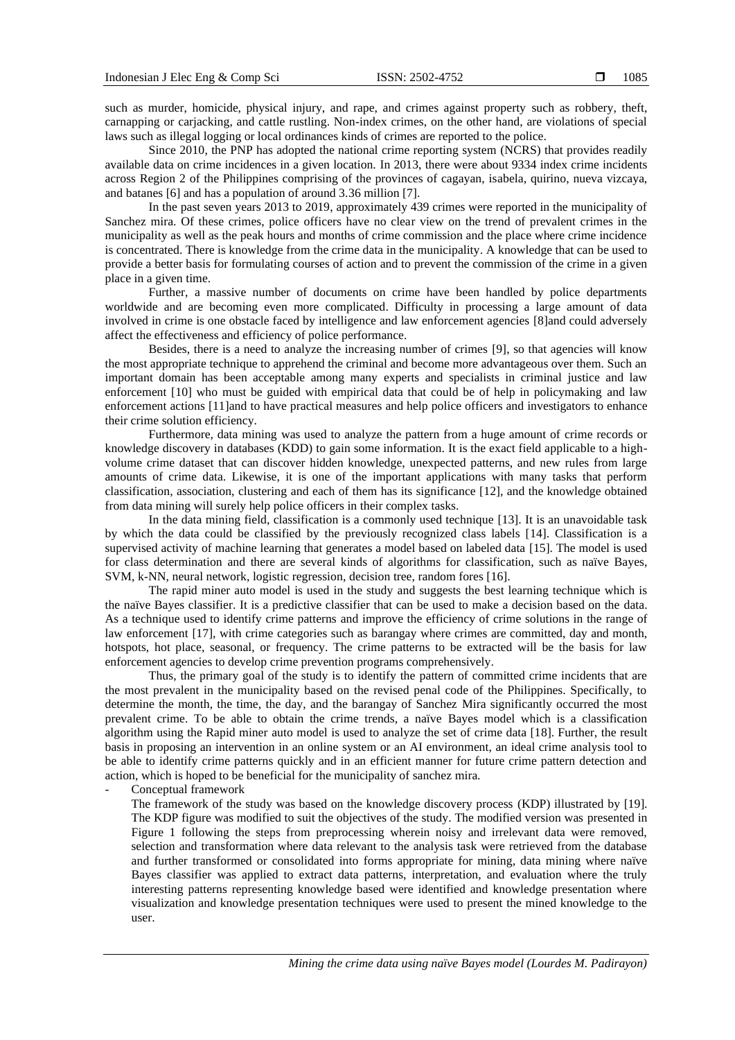such as murder, homicide, physical injury, and rape, and crimes against property such as robbery, theft, carnapping or carjacking, and cattle rustling. Non-index crimes, on the other hand, are violations of special laws such as illegal logging or local ordinances kinds of crimes are reported to the police.

Since 2010, the PNP has adopted the national crime reporting system (NCRS) that provides readily available data on crime incidences in a given location. In 2013, there were about 9334 index crime incidents across Region 2 of the Philippines comprising of the provinces of cagayan, isabela, quirino, nueva vizcaya, and batanes [6] and has a population of around 3.36 million [7].

In the past seven years 2013 to 2019, approximately 439 crimes were reported in the municipality of Sanchez mira. Of these crimes, police officers have no clear view on the trend of prevalent crimes in the municipality as well as the peak hours and months of crime commission and the place where crime incidence is concentrated. There is knowledge from the crime data in the municipality. A knowledge that can be used to provide a better basis for formulating courses of action and to prevent the commission of the crime in a given place in a given time.

Further, a massive number of documents on crime have been handled by police departments worldwide and are becoming even more complicated. Difficulty in processing a large amount of data involved in crime is one obstacle faced by intelligence and law enforcement agencies [8]and could adversely affect the effectiveness and efficiency of police performance.

Besides, there is a need to analyze the increasing number of crimes [9], so that agencies will know the most appropriate technique to apprehend the criminal and become more advantageous over them. Such an important domain has been acceptable among many experts and specialists in criminal justice and law enforcement [10] who must be guided with empirical data that could be of help in policymaking and law enforcement actions [11]and to have practical measures and help police officers and investigators to enhance their crime solution efficiency.

Furthermore, data mining was used to analyze the pattern from a huge amount of crime records or knowledge discovery in databases (KDD) to gain some information. It is the exact field applicable to a high-volume crime dataset that can discover hidden knowledge, unexpected patterns, and new rules from large amounts of crime data. Likewise, it is one of the important applications with many tasks that perform classification, association, clustering and each of them has its significance [12], and the knowledge obtained from data mining will surely help police officers in their complex tasks.

In the data mining field, classification is a commonly used technique [13]. It is an unavoidable task by which the data could be classified by the previously recognized class labels [14]. Classification is a supervised activity of machine learning that generates a model based on labeled data [15]. The model is used for class determination and there are several kinds of algorithms for classification, such as naïve Bayes, SVM, k-NN, neural network, logistic regression, decision tree, random fores [16].

The rapid miner auto model is used in the study and suggests the best learning technique which is the naïve Bayes classifier. It is a predictive classifier that can be used to make a decision based on the data. As a technique used to identify crime patterns and improve the efficiency of crime solutions in the range of law enforcement [17], with crime categories such as barangay where crimes are committed, day and month, hotspots, hot place, seasonal, or frequency. The crime patterns to be extracted will be the basis for law enforcement agencies to develop crime prevention programs comprehensively.

Thus, the primary goal of the study is to identify the pattern of committed crime incidents that are the most prevalent in the municipality based on the revised penal code of the Philippines. Specifically, to determine the month, the time, the day, and the barangay of Sanchez Mira significantly occurred the most prevalent crime. To be able to obtain the crime trends, a naïve Bayes model which is a classification algorithm using the Rapid miner auto model is used to analyze the set of crime data [18]. Further, the result basis in proposing an intervention in an online system or an AI environment, an ideal crime analysis tool to be able to identify crime patterns quickly and in an efficient manner for future crime pattern detection and action, which is hoped to be beneficial for the municipality of sanchez mira.

- Conceptual framework

  The framework of the study was based on the knowledge discovery process (KDP) illustrated by [19]. The KDP figure was modified to suit the objectives of the study. The modified version was presented in Figure 1 following the steps from preprocessing wherein noisy and irrelevant data were removed, selection and transformation where data relevant to the analysis task were retrieved from the database and further transformed or consolidated into forms appropriate for mining, data mining where naïve Bayes classifier was applied to extract data patterns, interpretation, and evaluation where the truly interesting patterns representing knowledge based were identified and knowledge presentation where visualization and knowledge presentation techniques were used to present the mined knowledge to the user.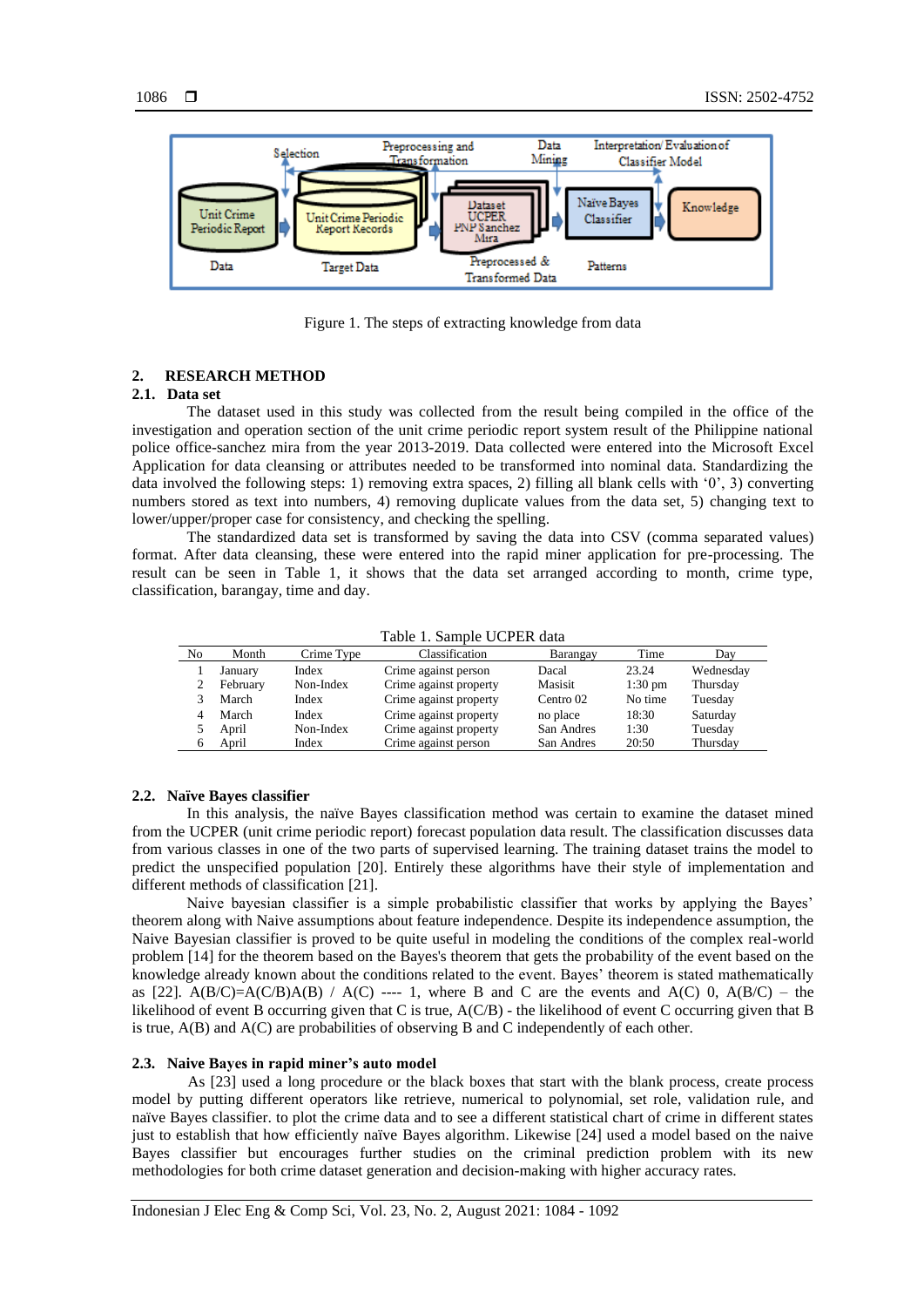Figure 1. The steps of extracting knowledge from data

## 2. RESEARCH METHOD

### 2.1. Data set

The dataset used in this study was collected from the result being compiled in the office of the investigation and operation section of the unit crime periodic report system result of the Philippine national police office-sanchez mira from the year 2013-2019. Data collected were entered into the Microsoft Excel Application for data cleansing or attributes needed to be transformed into nominal data. Standardizing the data involved the following steps: 1) removing extra spaces, 2) filling all blank cells with '0', 3) converting numbers stored as text into numbers, 4) removing duplicate values from the data set, 5) changing text to lower/upper/proper case for consistency, and checking the spelling.

The standardized data set is transformed by saving the data into CSV (comma separated values) format. After data cleansing, these were entered into the rapid miner application for pre-processing. The result can be seen in Table 1, it shows that the data set arranged according to month, crime type, classification, barangay, time and day.

Table 1. Sample UCPER data

| No | Month | Crime Type | Classification | Barangay | Time | Day |
|---|---|---|---|---|---|---|
| 1 | January | Index | Crime against person | Dacal | 23.24 | Wednesday |
| 2 | February | Non-Index | Crime against property | Masisit | 1:30 pm | Thursday |
| 3 | March | Index | Crime against property | Centro 02 | No time | Tuesday |
| 4 | March | Index | Crime against property | no place | 18:30 | Saturday |
| 5 | April | Non-Index | Crime against property | San Andres | 1:30 | Tuesday |
| 6 | April | Index | Crime against person | San Andres | 20:50 | Thursday |

### 2.2. Naïve Bayes classifier

In this analysis, the naïve Bayes classification method was certain to examine the dataset mined from the UCPER (unit crime periodic report) forecast population data result. The classification discusses data from various classes in one of the two parts of supervised learning. The training dataset trains the model to predict the unspecified population [20]. Entirely these algorithms have their style of implementation and different methods of classification [21].

Naive bayesian classifier is a simple probabilistic classifier that works by applying the Bayes' theorem along with Naive assumptions about feature independence. Despite its independence assumption, the Naive Bayesian classifier is proved to be quite useful in modeling the conditions of the complex real-world problem [14] for the theorem based on the Bayes's theorem that gets the probability of the event based on the knowledge already known about the conditions related to the event. Bayes' theorem is stated mathematically as [22]. $A(B/C)=A(C/B)A(B) \ / \ A(C)$ ---- 1, where B and C are the events and A(C) 0, A(B/C) – the likelihood of event B occurring given that C is true, A(C/B) - the likelihood of event C occurring given that B is true, A(B) and A(C) are probabilities of observing B and C independently of each other.

### 2.3. Naive Bayes in rapid miner's auto model

As [23] used a long procedure or the black boxes that start with the blank process, create process model by putting different operators like retrieve, numerical to polynomial, set role, validation rule, and naïve Bayes classifier. to plot the crime data and to see a different statistical chart of crime in different states just to establish that how efficiently naïve Bayes algorithm. Likewise [24] used a model based on the naive Bayes classifier but encourages further studies on the criminal prediction problem with its new methodologies for both crime dataset generation and decision-making with higher accuracy rates.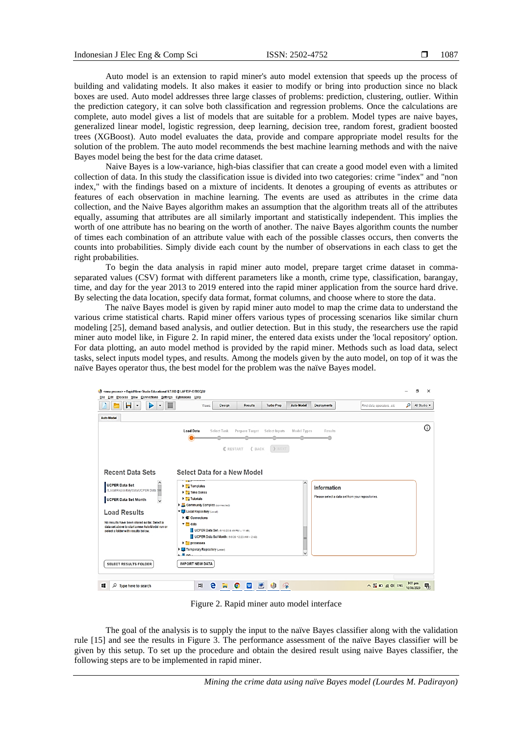Auto model is an extension to rapid miner's auto model extension that speeds up the process of building and validating models. It also makes it easier to modify or bring into production since no black boxes are used. Auto model addresses three large classes of problems: prediction, clustering, outlier. Within the prediction category, it can solve both classification and regression problems. Once the calculations are complete, auto model gives a list of models that are suitable for a problem. Model types are naive bayes, generalized linear model, logistic regression, deep learning, decision tree, random forest, gradient boosted trees (XGBoost). Auto model evaluates the data, provide and compare appropriate model results for the solution of the problem. The auto model recommends the best machine learning methods and with the naive Bayes model being the best for the data crime dataset.

Naive Bayes is a low-variance, high-bias classifier that can create a good model even with a limited collection of data. In this study the classification issue is divided into two categories: crime "index" and "non index," with the findings based on a mixture of incidents. It denotes a grouping of events as attributes or features of each observation in machine learning. The events are used as attributes in the crime data collection, and the Naive Bayes algorithm makes an assumption that the algorithm treats all of the attributes equally, assuming that attributes are all similarly important and statistically independent. This implies the worth of one attribute has no bearing on the worth of another. The naive Bayes algorithm counts the number of times each combination of an attribute value with each of the possible classes occurs, then converts the counts into probabilities. Simply divide each count by the number of observations in each class to get the right probabilities.

To begin the data analysis in rapid miner auto model, prepare target crime dataset in comma-separated values (CSV) format with different parameters like a month, crime type, classification, barangay, time, and day for the year 2013 to 2019 entered into the rapid miner application from the source hard drive. By selecting the data location, specify data format, format columns, and choose where to store the data.

The naïve Bayes model is given by rapid miner auto model to map the crime data to understand the various crime statistical charts. Rapid miner offers various types of processing scenarios like similar churn modeling [25], demand based analysis, and outlier detection. But in this study, the researchers use the rapid miner auto model like, in Figure 2. In rapid miner, the entered data exists under the 'local repository' option. For data plotting, an auto model method is provided by the rapid miner. Methods such as load data, select tasks, select inputs model types, and results. Among the models given by the auto model, on top of it was the naïve Bayes operator thus, the best model for the problem was the naïve Bayes model.

Figure 2. Rapid miner auto model interface

The goal of the analysis is to supply the input to the naïve Bayes classifier along with the validation rule [15] and see the results in Figure 3. The performance assessment of the naïve Bayes classifier will be given by this setup. To set up the procedure and obtain the desired result using naive Bayes classifier, the following steps are to be implemented in rapid miner.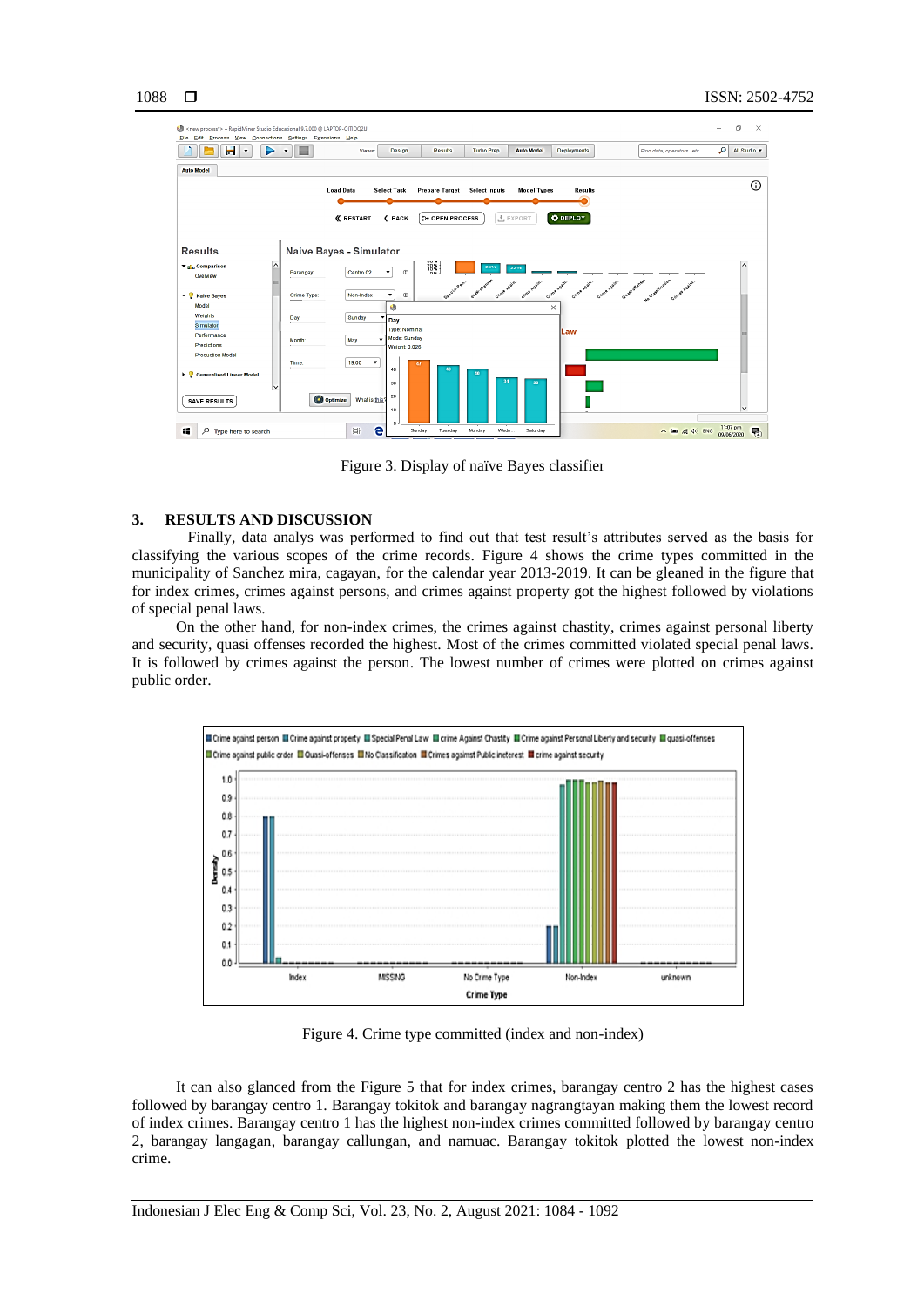Figure 3. Display of naïve Bayes classifier

## 3. RESULTS AND DISCUSSION

Finally, data analys was performed to find out that test result's attributes served as the basis for classifying the various scopes of the crime records. Figure 4 shows the crime types committed in the municipality of Sanchez mira, cagayan, for the calendar year 2013-2019. It can be gleaned in the figure that for index crimes, crimes against persons, and crimes against property got the highest followed by violations of special penal laws.

On the other hand, for non-index crimes, the crimes against chastity, crimes against personal liberty and security, quasi offenses recorded the highest. Most of the crimes committed violated special penal laws. It is followed by crimes against the person. The lowest number of crimes were plotted on crimes against public order.

Figure 4. Crime type committed (index and non-index)

It can also glanced from the Figure 5 that for index crimes, barangay centro 2 has the highest cases followed by barangay centro 1. Barangay tokitok and barangay nagrangtayan making them the lowest record of index crimes. Barangay centro 1 has the highest non-index crimes committed followed by barangay centro 2, barangay langagan, barangay callungan, and namuac. Barangay tokitok plotted the lowest non-index crime.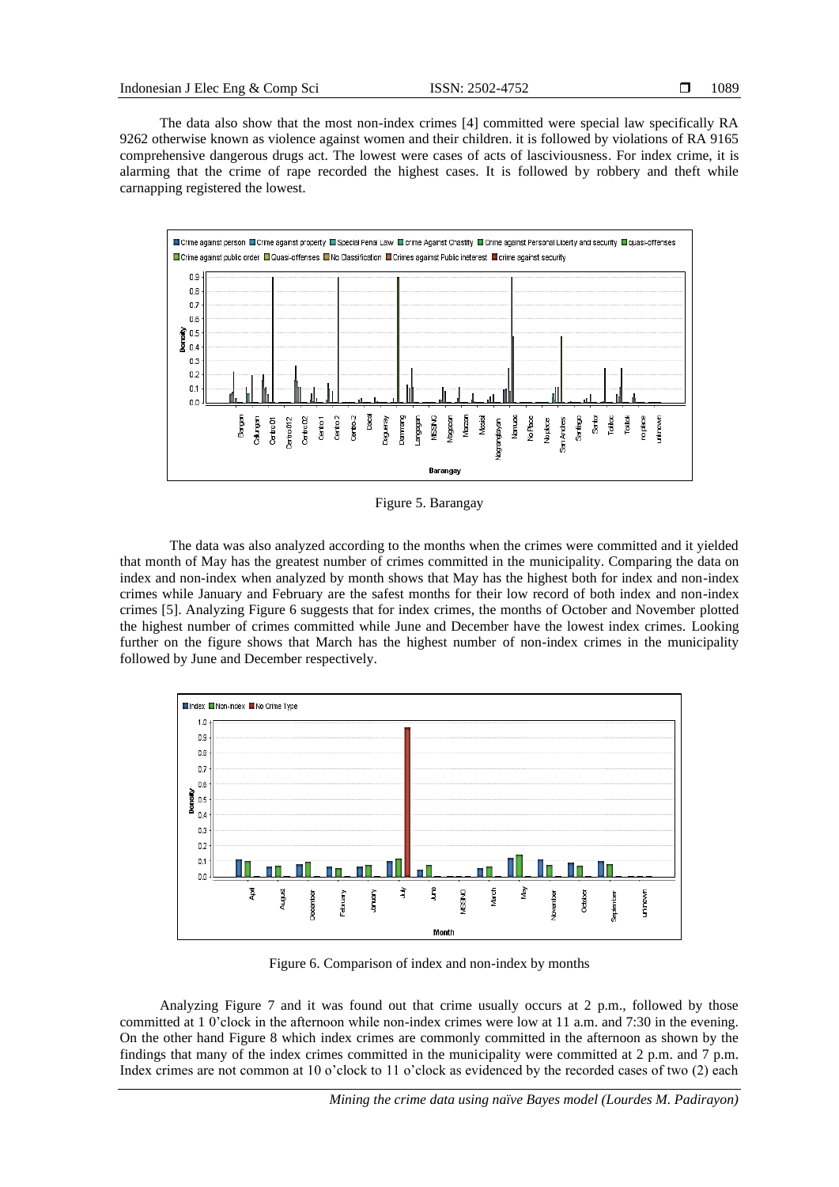The data also show that the most non-index crimes [4] committed were special law specifically RA 9262 otherwise known as violence against women and their children. it is followed by violations of RA 9165 comprehensive dangerous drugs act. The lowest were cases of acts of lasciviousness. For index crime, it is alarming that the crime of rape recorded the highest cases. It is followed by robbery and theft while carnapping registered the lowest.

Figure 5. Barangay

The data was also analyzed according to the months when the crimes were committed and it yielded that month of May has the greatest number of crimes committed in the municipality. Comparing the data on index and non-index when analyzed by month shows that May has the highest both for index and non-index crimes while January and February are the safest months for their low record of both index and non-index crimes [5]. Analyzing Figure 6 suggests that for index crimes, the months of October and November plotted the highest number of crimes committed while June and December have the lowest index crimes. Looking further on the figure shows that March has the highest number of non-index crimes in the municipality followed by June and December respectively.

Figure 6. Comparison of index and non-index by months

Analyzing Figure 7 and it was found out that crime usually occurs at 2 p.m., followed by those committed at 1 0'clock in the afternoon while non-index crimes were low at 11 a.m. and 7:30 in the evening. On the other hand Figure 8 which index crimes are commonly committed in the afternoon as shown by the findings that many of the index crimes committed in the municipality were committed at 2 p.m. and 7 p.m. Index crimes are not common at 10 o'clock to 11 o'clock as evidenced by the recorded cases of two (2) each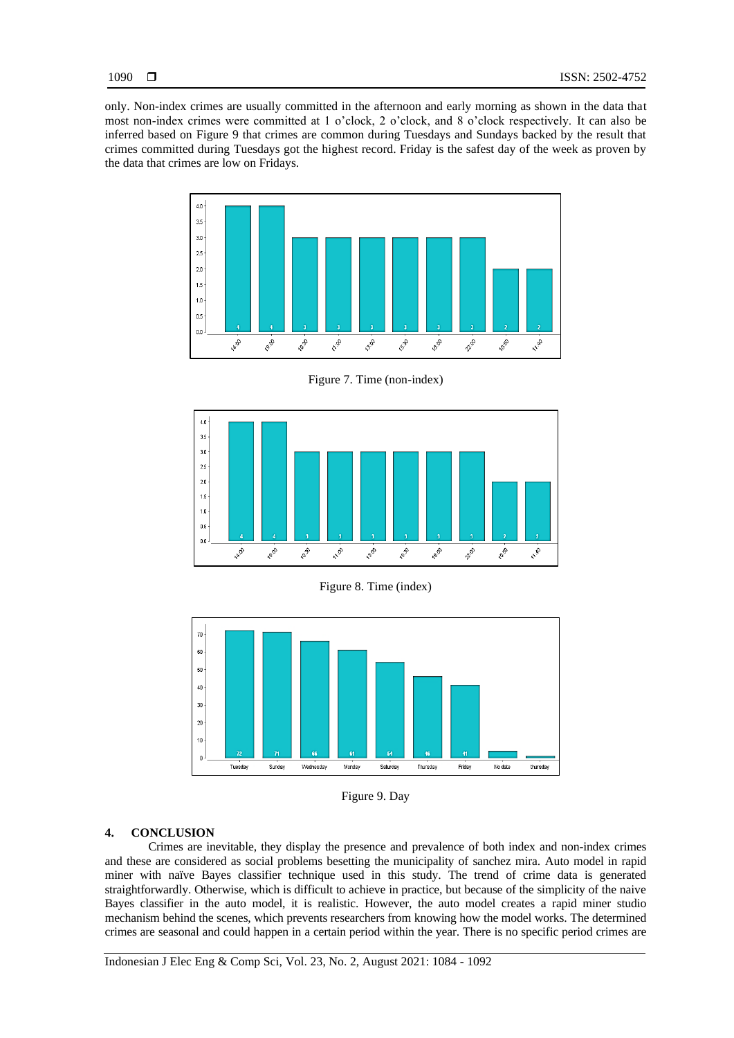only. Non-index crimes are usually committed in the afternoon and early morning as shown in the data that most non-index crimes were committed at 1 o'clock, 2 o'clock, and 8 o'clock respectively. It can also be inferred based on Figure 9 that crimes are common during Tuesdays and Sundays backed by the result that crimes committed during Tuesdays got the highest record. Friday is the safest day of the week as proven by the data that crimes are low on Fridays.

Figure 7. Time (non-index)

Figure 8. Time (index)

Figure 9. Day

## 4. CONCLUSION

Crimes are inevitable, they display the presence and prevalence of both index and non-index crimes and these are considered as social problems besetting the municipality of sanchez mira. Auto model in rapid miner with naïve Bayes classifier technique used in this study. The trend of crime data is generated straightforwardly. Otherwise, which is difficult to achieve in practice, but because of the simplicity of the naive Bayes classifier in the auto model, it is realistic. However, the auto model creates a rapid miner studio mechanism behind the scenes, which prevents researchers from knowing how the model works. The determined crimes are seasonal and could happen in a certain period within the year. There is no specific period crimes are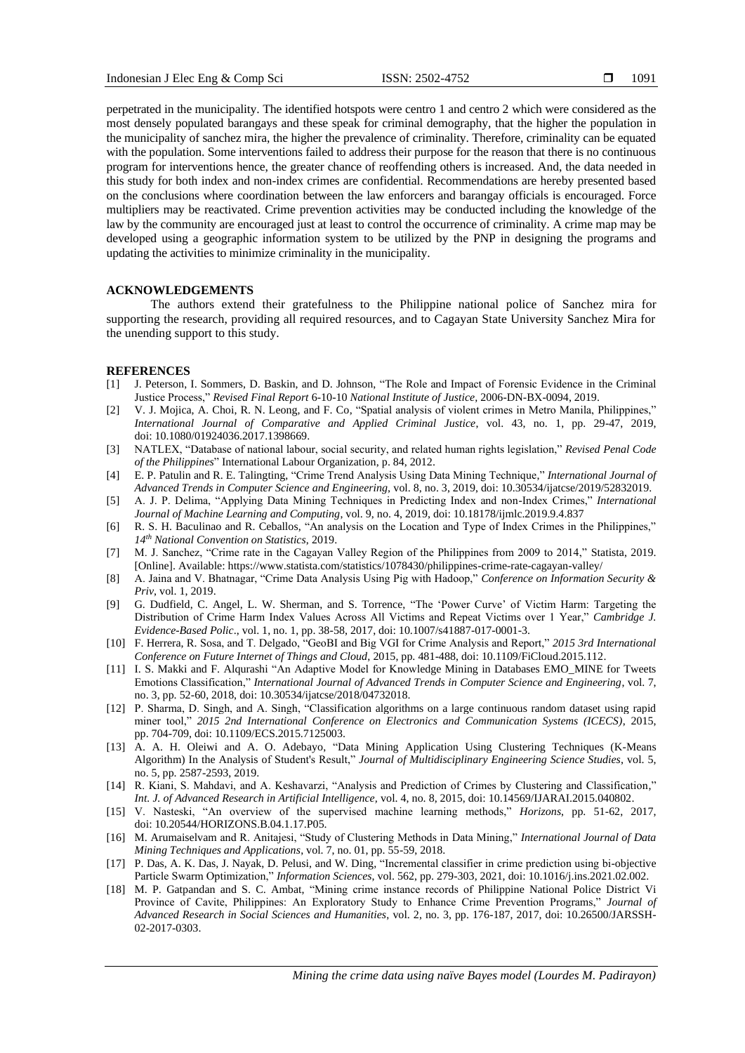perpetrated in the municipality. The identified hotspots were centro 1 and centro 2 which were considered as the most densely populated barangays and these speak for criminal demography, that the higher the population in the municipality of sanchez mira, the higher the prevalence of criminality. Therefore, criminality can be equated with the population. Some interventions failed to address their purpose for the reason that there is no continuous program for interventions hence, the greater chance of reoffending others is increased. And, the data needed in this study for both index and non-index crimes are confidential. Recommendations are hereby presented based on the conclusions where coordination between the law enforcers and barangay officials is encouraged. Force multipliers may be reactivated. Crime prevention activities may be conducted including the knowledge of the law by the community are encouraged just at least to control the occurrence of criminality. A crime map may be developed using a geographic information system to be utilized by the PNP in designing the programs and updating the activities to minimize criminality in the municipality.

## ACKNOWLEDGEMENTS

The authors extend their gratefulness to the Philippine national police of Sanchez mira for supporting the research, providing all required resources, and to Cagayan State University Sanchez Mira for the unending support to this study.

## REFERENCES

[1] J. Peterson, I. Sommers, D. Baskin, and D. Johnson, "The Role and Impact of Forensic Evidence in the Criminal Justice Process," *Revised Final Report* 6-10-10 *National Institute of Justice*, 2006-DN-BX-0094, 2019.

[2] V. J. Mojica, A. Choi, R. N. Leong, and F. Co, "Spatial analysis of violent crimes in Metro Manila, Philippines," *International Journal of Comparative and Applied Criminal Justice*, vol. 43, no. 1, pp. 29-47, 2019, doi: 10.1080/01924036.2017.1398669.

[3] NATLEX, "Database of national labour, social security, and related human rights legislation," *Revised Penal Code of the Philippines*" International Labour Organization, p. 84, 2012.

[4] E. P. Patulin and R. E. Talingting, "Crime Trend Analysis Using Data Mining Technique," *International Journal of Advanced Trends in Computer Science and Engineering*, vol. 8, no. 3, 2019, doi: 10.30534/ijatcse/2019/52832019.

[5] A. J. P. Delima, "Applying Data Mining Techniques in Predicting Index and non-Index Crimes," *International Journal of Machine Learning and Computing*, vol. 9, no. 4, 2019, doi: 10.18178/ijmlc.2019.9.4.837

[6] R. S. H. Baculinao and R. Ceballos, "An analysis on the Location and Type of Index Crimes in the Philippines," *14th National Convention on Statistics*, 2019.

[7] M. J. Sanchez, "Crime rate in the Cagayan Valley Region of the Philippines from 2009 to 2014," Statista, 2019. [Online]. Available: https://www.statista.com/statistics/1078430/philippines-crime-rate-cagayan-valley/

[8] A. Jaina and V. Bhatnagar, "Crime Data Analysis Using Pig with Hadoop," *Conference on Information Security & Priv*, vol. 1, 2019.

[9] G. Dudfield, C. Angel, L. W. Sherman, and S. Torrence, "The 'Power Curve' of Victim Harm: Targeting the Distribution of Crime Harm Index Values Across All Victims and Repeat Victims over 1 Year," *Cambridge J. Evidence-Based Polic*., vol. 1, no. 1, pp. 38-58, 2017, doi: 10.1007/s41887-017-0001-3.

[10] F. Herrera, R. Sosa, and T. Delgado, "GeoBI and Big VGI for Crime Analysis and Report," *2015 3rd International Conference on Future Internet of Things and Cloud*, 2015, pp. 481-488, doi: 10.1109/FiCloud.2015.112.

[11] I. S. Makki and F. Alqurashi "An Adaptive Model for Knowledge Mining in Databases EMO_MINE for Tweets Emotions Classification," *International Journal of Advanced Trends in Computer Science and Engineering*, vol. 7, no. 3, pp. 52-60, 2018, doi: 10.30534/ijatcse/2018/04732018.

[12] P. Sharma, D. Singh, and A. Singh, "Classification algorithms on a large continuous random dataset using rapid miner tool," *2015 2nd International Conference on Electronics and Communication Systems (ICECS)*, 2015, pp. 704-709, doi: 10.1109/ECS.2015.7125003.

[13] A. A. H. Oleiwi and A. O. Adebayo, "Data Mining Application Using Clustering Techniques (K-Means Algorithm) In the Analysis of Student's Result," *Journal of Multidisciplinary Engineering Science Studies*, vol. 5, no. 5, pp. 2587-2593, 2019.

[14] R. Kiani, S. Mahdavi, and A. Keshavarzi, "Analysis and Prediction of Crimes by Clustering and Classification," *Int. J. of Advanced Research in Artificial Intelligence*, vol. 4, no. 8, 2015, doi: 10.14569/IJARAI.2015.040802.

[15] V. Nasteski, "An overview of the supervised machine learning methods," *Horizons*, pp. 51-62, 2017, doi: 10.20544/HORIZONS.B.04.1.17.P05.

[16] M. Arumaiselvam and R. Anitajesi, "Study of Clustering Methods in Data Mining," *International Journal of Data Mining Techniques and Applications*, vol. 7, no. 01, pp. 55-59, 2018.

[17] P. Das, A. K. Das, J. Nayak, D. Pelusi, and W. Ding, "Incremental classifier in crime prediction using bi-objective Particle Swarm Optimization," *Information Sciences*, vol. 562, pp. 279-303, 2021, doi: 10.1016/j.ins.2021.02.002.

[18] M. P. Gatpandan and S. C. Ambat, "Mining crime instance records of Philippine National Police District Vi Province of Cavite, Philippines: An Exploratory Study to Enhance Crime Prevention Programs," *Journal of Advanced Research in Social Sciences and Humanities*, vol. 2, no. 3, pp. 176-187, 2017, doi: 10.26500/JARSSH-02-2017-0303.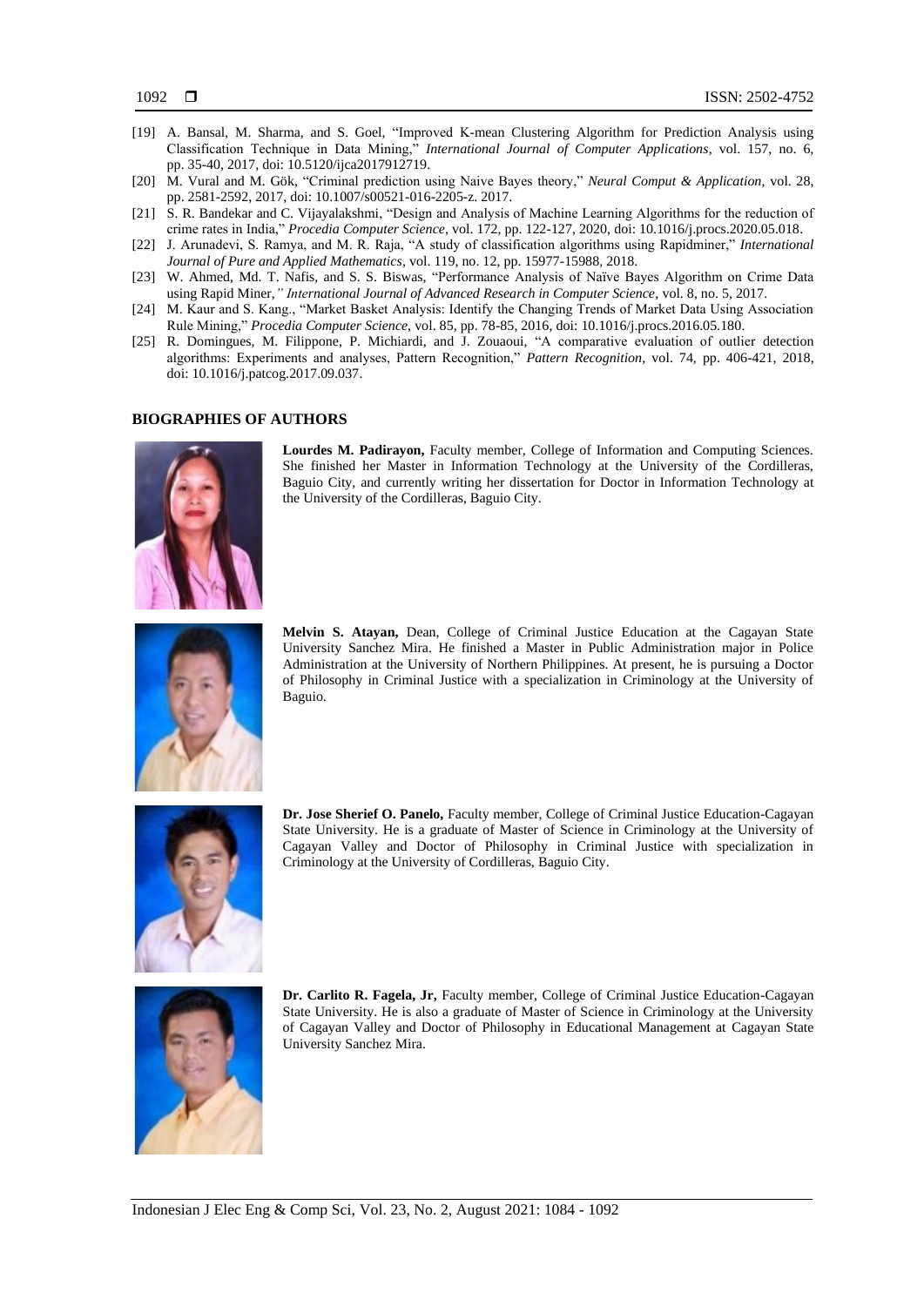[19] A. Bansal, M. Sharma, and S. Goel, "Improved K-mean Clustering Algorithm for Prediction Analysis using Classification Technique in Data Mining," *International Journal of Computer Applications*, vol. 157, no. 6, pp. 35-40, 2017, doi: 10.5120/ijca2017912719.

[20] M. Vural and M. Gök, "Criminal prediction using Naive Bayes theory," *Neural Comput & Application*, vol. 28, pp. 2581-2592, 2017, doi: 10.1007/s00521-016-2205-z. 2017.

[21] S. R. Bandekar and C. Vijayalakshmi, "Design and Analysis of Machine Learning Algorithms for the reduction of crime rates in India," *Procedia Computer Science*, vol. 172, pp. 122-127, 2020, doi: 10.1016/j.procs.2020.05.018.

[22] J. Arunadevi, S. Ramya, and M. R. Raja, "A study of classification algorithms using Rapidminer," *International Journal of Pure and Applied Mathematics*, vol. 119, no. 12, pp. 15977-15988, 2018.

[23] W. Ahmed, Md. T. Nafis, and S. S. Biswas, "Performance Analysis of Naïve Bayes Algorithm on Crime Data using Rapid Miner," *International Journal of Advanced Research in Computer Science*, vol. 8, no. 5, 2017.

[24] M. Kaur and S. Kang., "Market Basket Analysis: Identify the Changing Trends of Market Data Using Association Rule Mining," *Procedia Computer Science*, vol. 85, pp. 78-85, 2016, doi: 10.1016/j.procs.2016.05.180.

[25] R. Domingues, M. Filippone, P. Michiardi, and J. Zouaoui, "A comparative evaluation of outlier detection algorithms: Experiments and analyses, Pattern Recognition," *Pattern Recognition*, vol. 74, pp. 406-421, 2018, doi: 10.1016/j.patcog.2017.09.037.

## BIOGRAPHIES OF AUTHORS

**Lourdes M. Padirayon,** Faculty member, College of Information and Computing Sciences. She finished her Master in Information Technology at the University of the Cordilleras, Baguio City, and currently writing her dissertation for Doctor in Information Technology at the University of the Cordilleras, Baguio City.

**Melvin S. Atayan,** Dean, College of Criminal Justice Education at the Cagayan State University Sanchez Mira. He finished a Master in Public Administration major in Police Administration at the University of Northern Philippines. At present, he is pursuing a Doctor of Philosophy in Criminal Justice with a specialization in Criminology at the University of Baguio.

**Dr. Jose Sherief O. Panelo,** Faculty member, College of Criminal Justice Education-Cagayan State University. He is a graduate of Master of Science in Criminology at the University of Cagayan Valley and Doctor of Philosophy in Criminal Justice with specialization in Criminology at the University of Cordilleras, Baguio City.

**Dr. Carlito R. Fagela, Jr,** Faculty member, College of Criminal Justice Education-Cagayan State University. He is also a graduate of Master of Science in Criminology at the University of Cagayan Valley and Doctor of Philosophy in Educational Management at Cagayan State University Sanchez Mira.